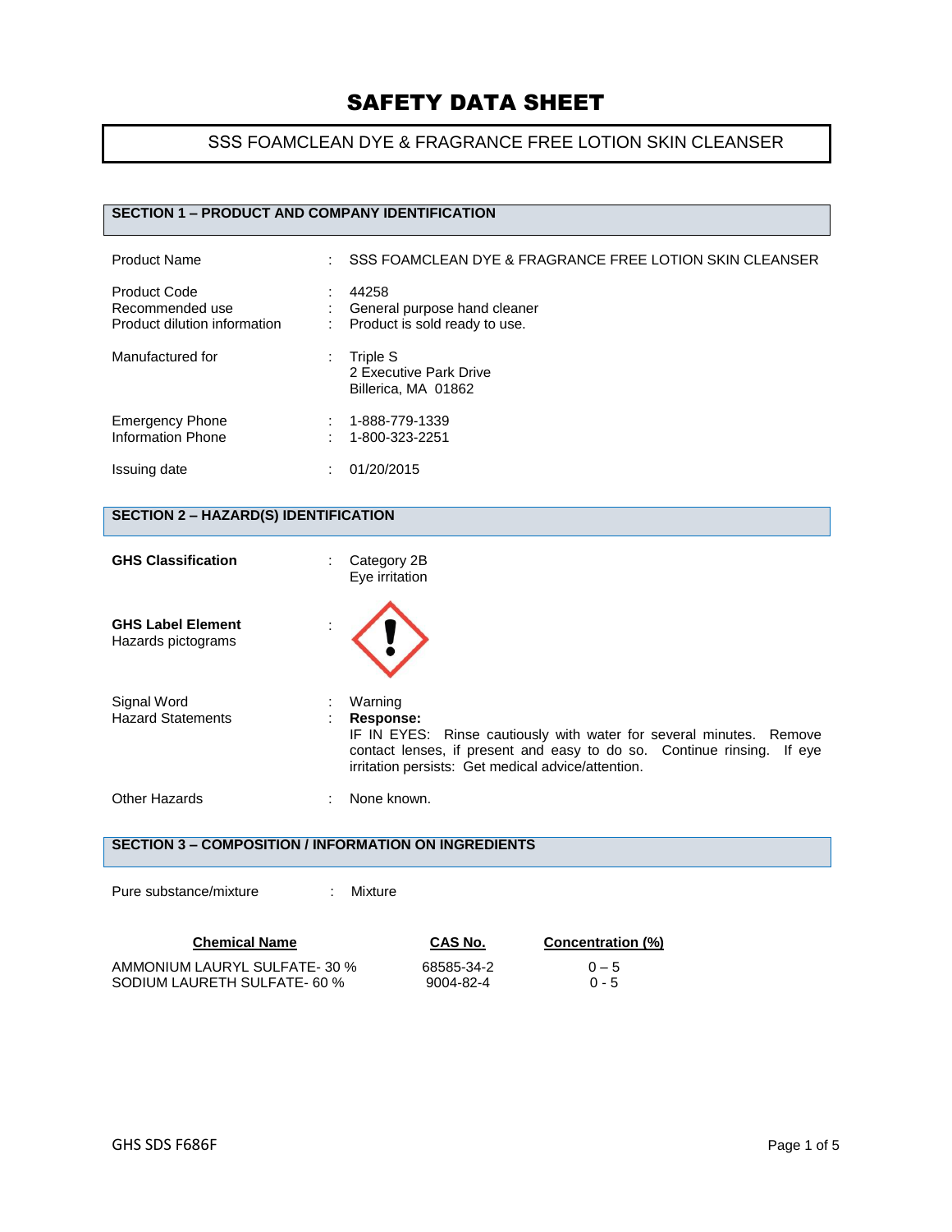# SAFETY DATA SHEET

## SSS FOAMCLEAN DYE & FRAGRANCE FREE LOTION SKIN CLEANSER

## SECTION 1 – PRODUCT AND COMPANY IDENTIFICATION

| | | |
|---|---|---|
| Product Name | : | SSS FOAMCLEAN DYE & FRAGRANCE FREE LOTION SKIN CLEANSER |
| Product Code | : | 44258 |
| Recommended use | : | General purpose hand cleaner |
| Product dilution information | : | Product is sold ready to use. |
| Manufactured for | : | Triple S<br>2 Executive Park Drive<br>Billerica, MA 01862 |
| Emergency Phone | : | 1-888-779-1339 |
| Information Phone | : | 1-800-323-2251 |
| Issuing date | : | 01/20/2015 |

## SECTION 2 – HAZARD(S) IDENTIFICATION

**GHS Classification** : Category 2B
Eye irritation

**GHS Label Element**
Hazards pictograms :

Signal Word : Warning

Hazard Statements : **Response:**
IF IN EYES: Rinse cautiously with water for several minutes. Remove contact lenses, if present and easy to do so. Continue rinsing. If eye irritation persists: Get medical advice/attention.

Other Hazards : None known.

## SECTION 3 – COMPOSITION / INFORMATION ON INGREDIENTS

Pure substance/mixture : Mixture

| Chemical Name | CAS No. | Concentration (%) |
|---|---|---|
| AMMONIUM LAURYL SULFATE- 30 % | 68585-34-2 | 0 – 5 |
| SODIUM LAURETH SULFATE- 60 % | 9004-82-4 | 0 - 5 |

GHS SDS F686F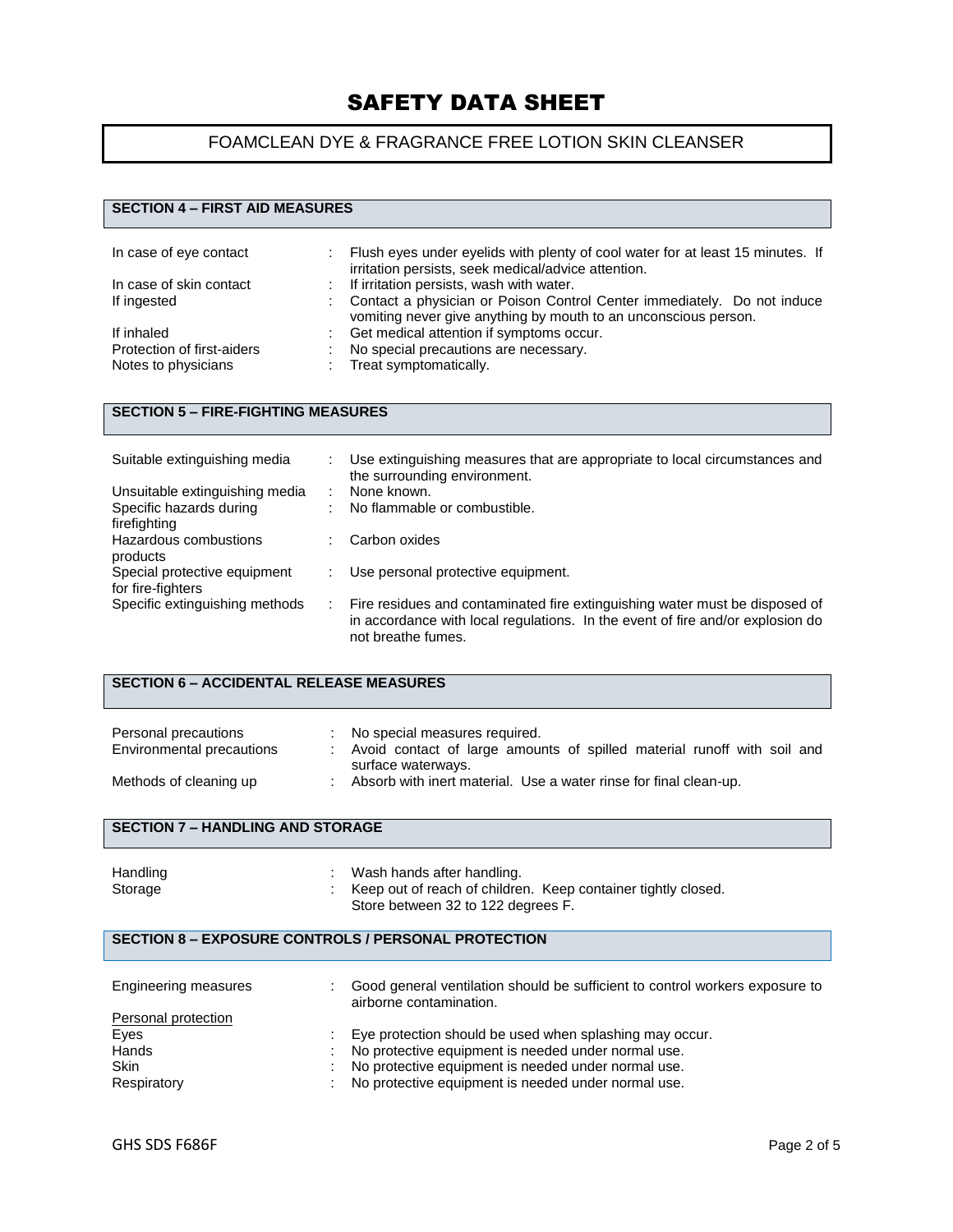# SAFETY DATA SHEET

## FOAMCLEAN DYE & FRAGRANCE FREE LOTION SKIN CLEANSER

## SECTION 4 – FIRST AID MEASURES

| | | |
|---|---|---|
| In case of eye contact | : | Flush eyes under eyelids with plenty of cool water for at least 15 minutes. If irritation persists, seek medical/advice attention. |
| In case of skin contact | : | If irritation persists, wash with water. |
| If ingested | : | Contact a physician or Poison Control Center immediately. Do not induce vomiting never give anything by mouth to an unconscious person. |
| If inhaled | : | Get medical attention if symptoms occur. |
| Protection of first-aiders | : | No special precautions are necessary. |
| Notes to physicians | : | Treat symptomatically. |

## SECTION 5 – FIRE-FIGHTING MEASURES

| | | |
|---|---|---|
| Suitable extinguishing media | : | Use extinguishing measures that are appropriate to local circumstances and the surrounding environment. |
| Unsuitable extinguishing media | : | None known. |
| Specific hazards during firefighting | : | No flammable or combustible. |
| Hazardous combustions products | : | Carbon oxides |
| Special protective equipment for fire-fighters | : | Use personal protective equipment. |
| Specific extinguishing methods | : | Fire residues and contaminated fire extinguishing water must be disposed of in accordance with local regulations. In the event of fire and/or explosion do not breathe fumes. |

## SECTION 6 – ACCIDENTAL RELEASE MEASURES

| | | |
|---|---|---|
| Personal precautions | : | No special measures required. |
| Environmental precautions | : | Avoid contact of large amounts of spilled material runoff with soil and surface waterways. |
| Methods of cleaning up | : | Absorb with inert material. Use a water rinse for final clean-up. |

## SECTION 7 – HANDLING AND STORAGE

| | | |
|---|---|---|
| Handling | : | Wash hands after handling. |
| Storage | : | Keep out of reach of children. Keep container tightly closed. Store between 32 to 122 degrees F. |

## SECTION 8 – EXPOSURE CONTROLS / PERSONAL PROTECTION

| | | |
|---|---|---|
| Engineering measures | : | Good general ventilation should be sufficient to control workers exposure to airborne contamination. |
| Personal protection | | |
| Eyes | : | Eye protection should be used when splashing may occur. |
| Hands | : | No protective equipment is needed under normal use. |
| Skin | : | No protective equipment is needed under normal use. |
| Respiratory | : | No protective equipment is needed under normal use. |

GHS SDS F686F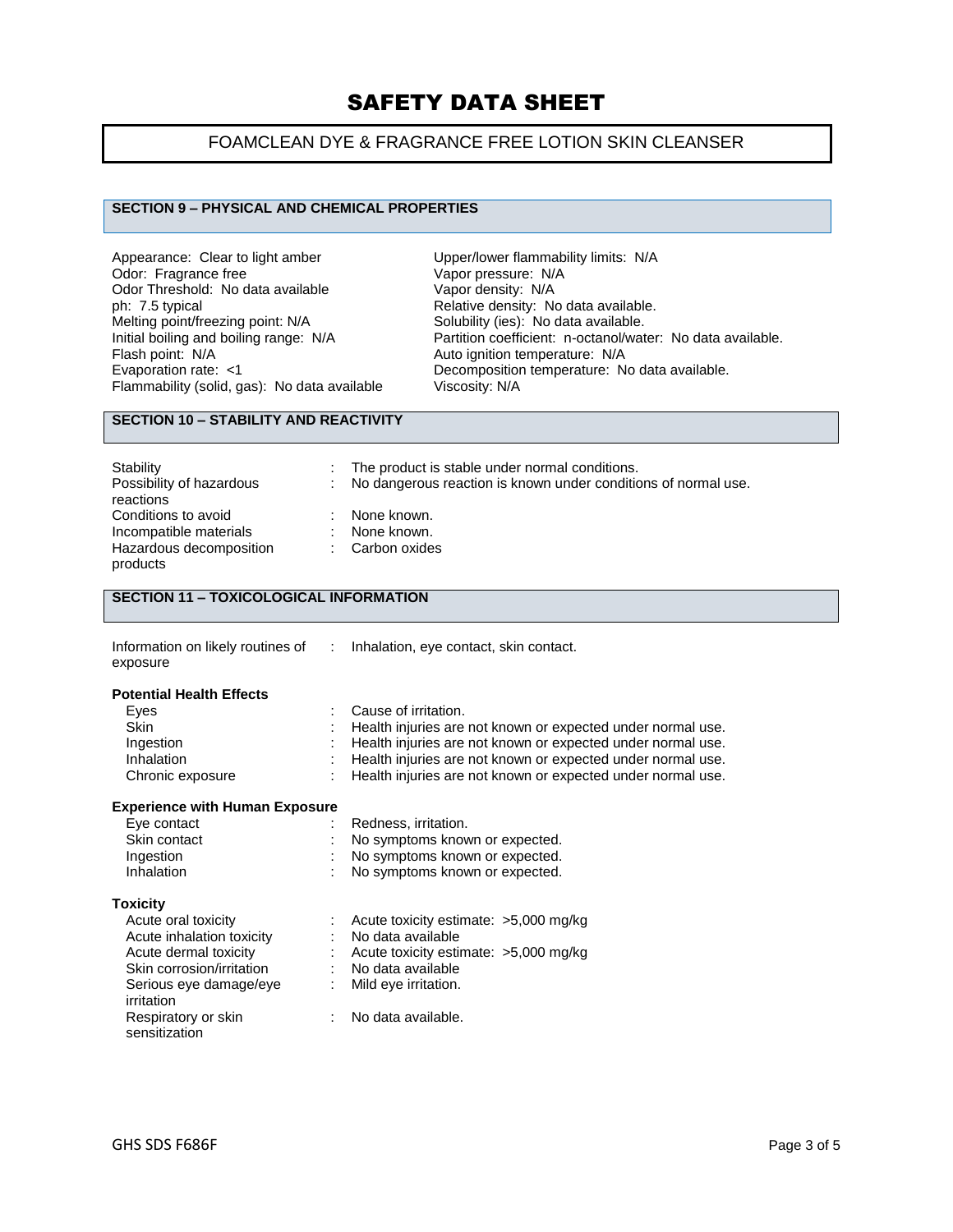# SAFETY DATA SHEET

## FOAMCLEAN DYE & FRAGRANCE FREE LOTION SKIN CLEANSER

### SECTION 9 – PHYSICAL AND CHEMICAL PROPERTIES

Appearance: Clear to light amber
Odor: Fragrance free
Odor Threshold: No data available
ph: 7.5 typical
Melting point/freezing point: N/A
Initial boiling and boiling range: N/A
Flash point: N/A
Evaporation rate: <1
Flammability (solid, gas): No data available

Upper/lower flammability limits: N/A
Vapor pressure: N/A
Vapor density: N/A
Relative density: No data available.
Solubility (ies): No data available.
Partition coefficient: n-octanol/water: No data available.
Auto ignition temperature: N/A
Decomposition temperature: No data available.
Viscosity: N/A

### SECTION 10 – STABILITY AND REACTIVITY

| | | |
|---|---|---|
| Stability | : | The product is stable under normal conditions. |
| Possibility of hazardous reactions | : | No dangerous reaction is known under conditions of normal use. |
| Conditions to avoid | : | None known. |
| Incompatible materials | : | None known. |
| Hazardous decomposition products | : | Carbon oxides |

### SECTION 11 – TOXICOLOGICAL INFORMATION

| | | |
|---|---|---|
| Information on likely routines of exposure | : | Inhalation, eye contact, skin contact. |

**Potential Health Effects**

| | | |
|---|---|---|
| Eyes | : | Cause of irritation. |
| Skin | : | Health injuries are not known or expected under normal use. |
| Ingestion | : | Health injuries are not known or expected under normal use. |
| Inhalation | : | Health injuries are not known or expected under normal use. |
| Chronic exposure | : | Health injuries are not known or expected under normal use. |

**Experience with Human Exposure**

| | | |
|---|---|---|
| Eye contact | : | Redness, irritation. |
| Skin contact | : | No symptoms known or expected. |
| Ingestion | : | No symptoms known or expected. |
| Inhalation | : | No symptoms known or expected. |

**Toxicity**

| | | |
|---|---|---|
| Acute oral toxicity | : | Acute toxicity estimate: >5,000 mg/kg |
| Acute inhalation toxicity | : | No data available |
| Acute dermal toxicity | : | Acute toxicity estimate: >5,000 mg/kg |
| Skin corrosion/irritation | : | No data available |
| Serious eye damage/eye irritation | : | Mild eye irritation. |
| Respiratory or skin sensitization | : | No data available. |

GHS SDS F686F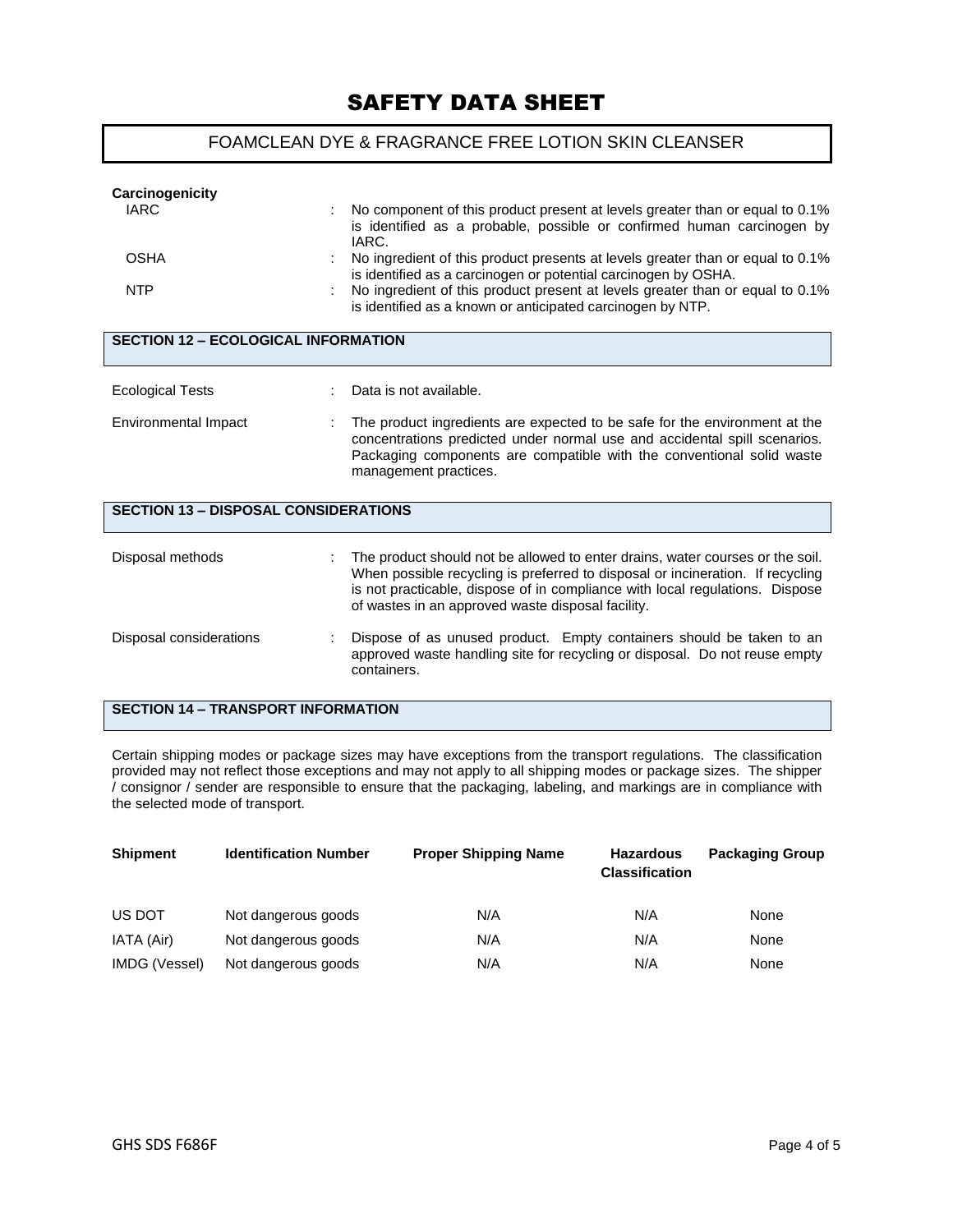**Carcinogenicity**

| | | |
|---|---|---|
| IARC | : | No component of this product present at levels greater than or equal to 0.1% is identified as a probable, possible or confirmed human carcinogen by IARC. |
| OSHA | : | No ingredient of this product presents at levels greater than or equal to 0.1% is identified as a carcinogen or potential carcinogen by OSHA. |
| NTP | : | No ingredient of this product present at levels greater than or equal to 0.1% is identified as a known or anticipated carcinogen by NTP. |

## SECTION 12 – ECOLOGICAL INFORMATION

| | | |
|---|---|---|
| Ecological Tests | : | Data is not available. |
| Environmental Impact | : | The product ingredients are expected to be safe for the environment at the concentrations predicted under normal use and accidental spill scenarios. Packaging components are compatible with the conventional solid waste management practices. |

## SECTION 13 – DISPOSAL CONSIDERATIONS

| | | |
|---|---|---|
| Disposal methods | : | The product should not be allowed to enter drains, water courses or the soil. When possible recycling is preferred to disposal or incineration. If recycling is not practicable, dispose of in compliance with local regulations. Dispose of wastes in an approved waste disposal facility. |
| Disposal considerations | : | Dispose of as unused product. Empty containers should be taken to an approved waste handling site for recycling or disposal. Do not reuse empty containers. |

## SECTION 14 – TRANSPORT INFORMATION

Certain shipping modes or package sizes may have exceptions from the transport regulations. The classification provided may not reflect those exceptions and may not apply to all shipping modes or package sizes. The shipper / consignor / sender are responsible to ensure that the packaging, labeling, and markings are in compliance with the selected mode of transport.

| Shipment | Identification Number | Proper Shipping Name | Hazardous Classification | Packaging Group |
|---|---|---|---|---|
| US DOT | Not dangerous goods | N/A | N/A | None |
| IATA (Air) | Not dangerous goods | N/A | N/A | None |
| IMDG (Vessel) | Not dangerous goods | N/A | N/A | None |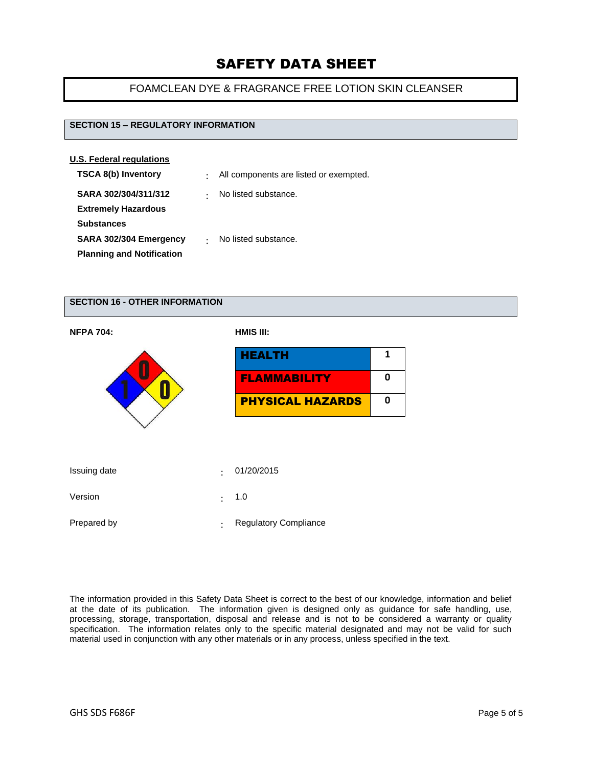# SAFETY DATA SHEET

## FOAMCLEAN DYE & FRAGRANCE FREE LOTION SKIN CLEANSER

### SECTION 15 – REGULATORY INFORMATION

**U.S. Federal regulations**

| | | |
|---|---|---|
| **TSCA 8(b) Inventory** | : | All components are listed or exempted. |
| **SARA 302/304/311/312 Extremely Hazardous Substances** | : | No listed substance. |
| **SARA 302/304 Emergency Planning and Notification** | : | No listed substance. |

### SECTION 16 - OTHER INFORMATION

**NFPA 704:**

0
1
0

**HMIS III:**

| | |
|---|---|
| HEALTH | 1 |
| FLAMMABILITY | 0 |
| PHYSICAL HAZARDS | 0 |

| | | |
|---|---|---|
| Issuing date | : | 01/20/2015 |
| Version | : | 1.0 |
| Prepared by | : | Regulatory Compliance |

The information provided in this Safety Data Sheet is correct to the best of our knowledge, information and belief at the date of its publication. The information given is designed only as guidance for safe handling, use, processing, storage, transportation, disposal and release and is not to be considered a warranty or quality specification. The information relates only to the specific material designated and may not be valid for such material used in conjunction with any other materials or in any process, unless specified in the text.

GHS SDS F686F